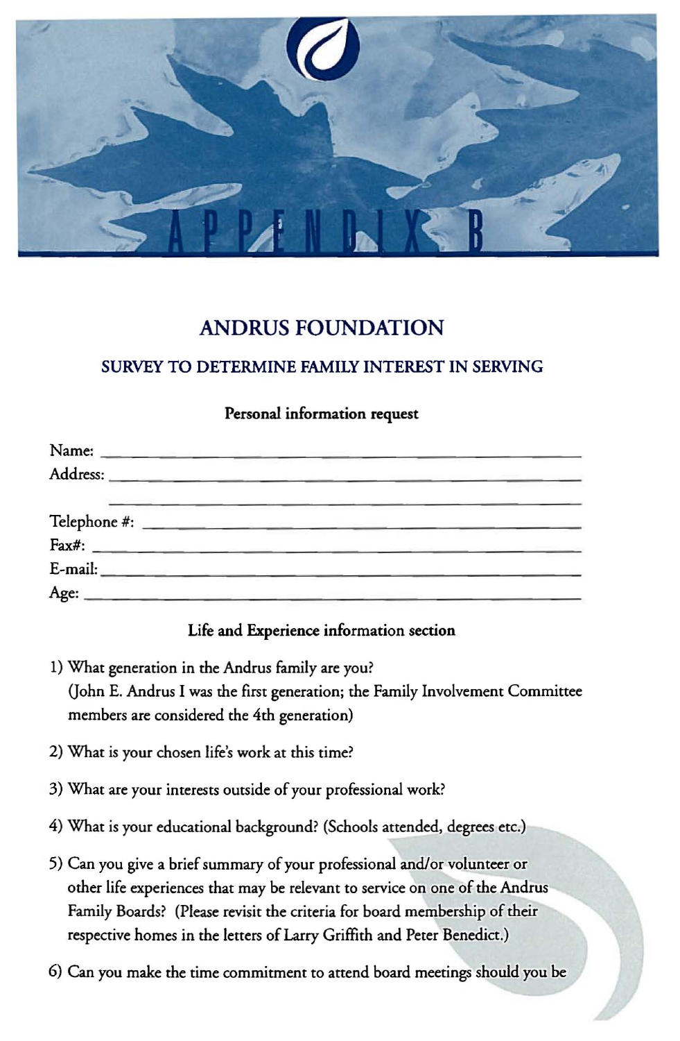# APPENDIX B

## ANDRUS FOUNDATION

### SURVEY TO DETERMINE FAMILY INTEREST IN SERVING

**Personal information request**

Name: ______________________________________________

Address: ____________________________________________

____________________________________________

Telephone #: _________________________________________

Fax#: _______________________________________________

E-mail: _____________________________________________

Age: ________________________________________________

**Life and Experience information section**

1) What generation in the Andrus family are you?
(John E. Andrus I was the first generation; the Family Involvement Committee members are considered the 4th generation)

2) What is your chosen life's work at this time?

3) What are your interests outside of your professional work?

4) What is your educational background? (Schools attended, degrees etc.)

5) Can you give a brief summary of your professional and/or volunteer or other life experiences that may be relevant to service on one of the Andrus Family Boards? (Please revisit the criteria for board membership of their respective homes in the letters of Larry Griffith and Peter Benedict.)

6) Can you make the time commitment to attend board meetings should you be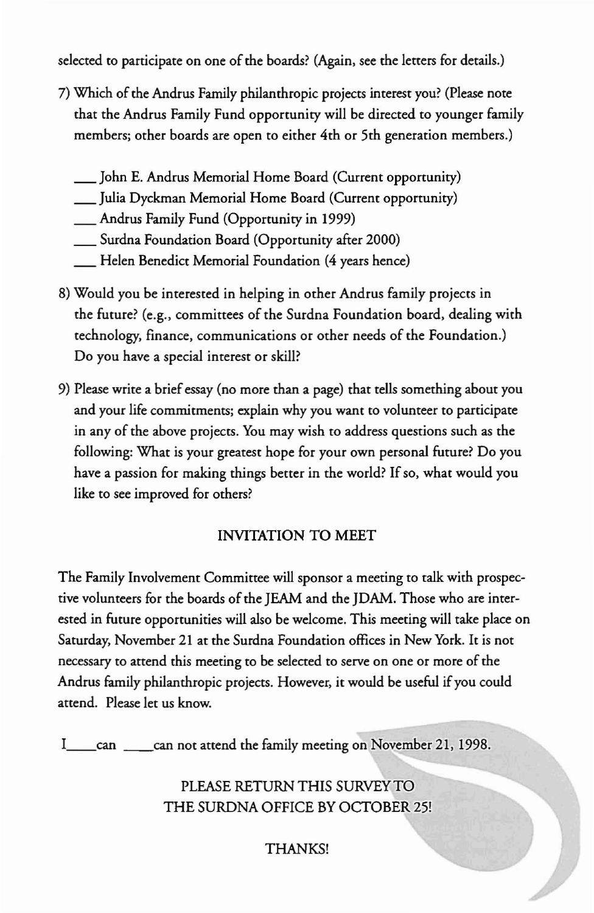selected to participate on one of the boards? (Again, see the letters for details.)

7) Which of the Andrus Family philanthropic projects interest you? (Please note that the Andrus Family Fund opportunity will be directed to younger family members; other boards are open to either 4th or 5th generation members.)

   ___ John E. Andrus Memorial Home Board (Current opportunity)
   ___ Julia Dyckman Memorial Home Board (Current opportunity)
   ___ Andrus Family Fund (Opportunity in 1999)
   ___ Surdna Foundation Board (Opportunity after 2000)
   ___ Helen Benedict Memorial Foundation (4 years hence)

8) Would you be interested in helping in other Andrus family projects in the future? (e.g., committees of the Surdna Foundation board, dealing with technology, finance, communications or other needs of the Foundation.) Do you have a special interest or skill?

9) Please write a brief essay (no more than a page) that tells something about you and your life commitments; explain why you want to volunteer to participate in any of the above projects. You may wish to address questions such as the following: What is your greatest hope for your own personal future? Do you have a passion for making things better in the world? If so, what would you like to see improved for others?

## INVITATION TO MEET

The Family Involvement Committee will sponsor a meeting to talk with prospective volunteers for the boards of the JEAM and the JDAM. Those who are interested in future opportunities will also be welcome. This meeting will take place on Saturday, November 21 at the Surdna Foundation offices in New York. It is not necessary to attend this meeting to be selected to serve on one or more of the Andrus family philanthropic projects. However, it would be useful if you could attend. Please let us know.

I____can ____can not attend the family meeting on November 21, 1998.

PLEASE RETURN THIS SURVEY TO
THE SURDNA OFFICE BY OCTOBER 25!

THANKS!